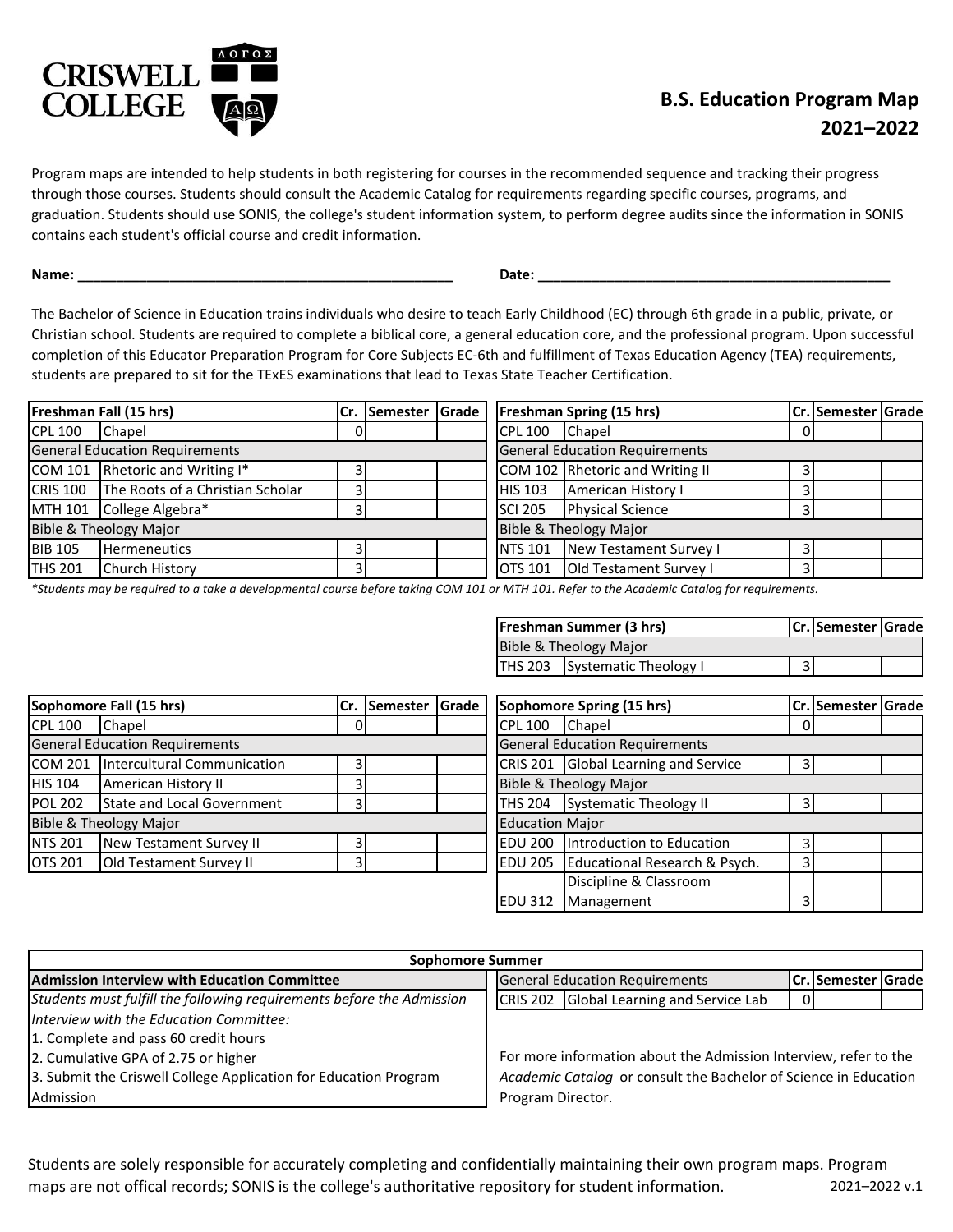# B.S. Education Program Map

## 2021–2022

Program maps are intended to help students in both registering for courses in the recommended sequence and tracking their progress through those courses. Students should consult the Academic Catalog for requirements regarding specific courses, programs, and graduation. Students should use SONIS, the college's student information system, to perform degree audits since the information in SONIS contains each student's official course and credit information.

**Name:** ______________________________ **Date:** ______________________________

The Bachelor of Science in Education trains individuals who desire to teach Early Childhood (EC) through 6th grade in a public, private, or Christian school. Students are required to complete a biblical core, a general education core, and the professional program. Upon successful completion of this Educator Preparation Program for Core Subjects EC-6th and fulfillment of Texas Education Agency (TEA) requirements, students are prepared to sit for the TExES examinations that lead to Texas State Teacher Certification.

| **Freshman Fall (15 hrs)** | | **Cr.** | **Semester** | **Grade** |
|---|---|---|---|---|
| CPL 100 | Chapel | 0 | | |
| General Education Requirements | | | | |
| COM 101 | Rhetoric and Writing I* | 3 | | |
| CRIS 100 | The Roots of a Christian Scholar | 3 | | |
| MTH 101 | College Algebra* | 3 | | |
| Bible & Theology Major | | | | |
| BIB 105 | Hermeneutics | 3 | | |
| THS 201 | Church History | 3 | | |

| **Freshman Spring (15 hrs)** | | **Cr.** | **Semester** | **Grade** |
|---|---|---|---|---|
| CPL 100 | Chapel | 0 | | |
| General Education Requirements | | | | |
| COM 102 | Rhetoric and Writing II | 3 | | |
| HIS 103 | American History I | 3 | | |
| SCI 205 | Physical Science | 3 | | |
| Bible & Theology Major | | | | |
| NTS 101 | New Testament Survey I | 3 | | |
| OTS 101 | Old Testament Survey I | 3 | | |

*\*Students may be required to a take a developmental course before taking COM 101 or MTH 101. Refer to the Academic Catalog for requirements.*

| **Freshman Summer (3 hrs)** | | **Cr.** | **Semester** | **Grade** |
|---|---|---|---|---|
| Bible & Theology Major | | | | |
| THS 203 | Systematic Theology I | 3 | | |

| **Sophomore Fall (15 hrs)** | | **Cr.** | **Semester** | **Grade** |
|---|---|---|---|---|
| CPL 100 | Chapel | 0 | | |
| General Education Requirements | | | | |
| COM 201 | Intercultural Communication | 3 | | |
| HIS 104 | American History II | 3 | | |
| POL 202 | State and Local Government | 3 | | |
| Bible & Theology Major | | | | |
| NTS 201 | New Testament Survey II | 3 | | |
| OTS 201 | Old Testament Survey II | 3 | | |

| **Sophomore Spring (15 hrs)** | | **Cr.** | **Semester** | **Grade** |
|---|---|---|---|---|
| CPL 100 | Chapel | 0 | | |
| General Education Requirements | | | | |
| CRIS 201 | Global Learning and Service | 3 | | |
| Bible & Theology Major | | | | |
| THS 204 | Systematic Theology II | 3 | | |
| Education Major | | | | |
| EDU 200 | Introduction to Education | 3 | | |
| EDU 205 | Educational Research & Psych. | 3 | | |
| EDU 312 | Discipline & Classroom Management | 3 | | |

### Sophomore Summer

**Admission Interview with Education Committee**

*Students must fulfill the following requirements before the Admission Interview with the Education Committee:*

1. Complete and pass 60 credit hours
2. Cumulative GPA of 2.75 or higher
3. Submit the Criswell College Application for Education Program Admission

| General Education Requirements | | **Cr.** | **Semester** | **Grade** |
|---|---|---|---|---|
| CRIS 202 | Global Learning and Service Lab | 0 | | |

For more information about the Admission Interview, refer to the *Academic Catalog* or consult the Bachelor of Science in Education Program Director.

Students are solely responsible for accurately completing and confidentially maintaining their own program maps. Program maps are not offical records; SONIS is the college's authoritative repository for student information.

2021–2022 v.1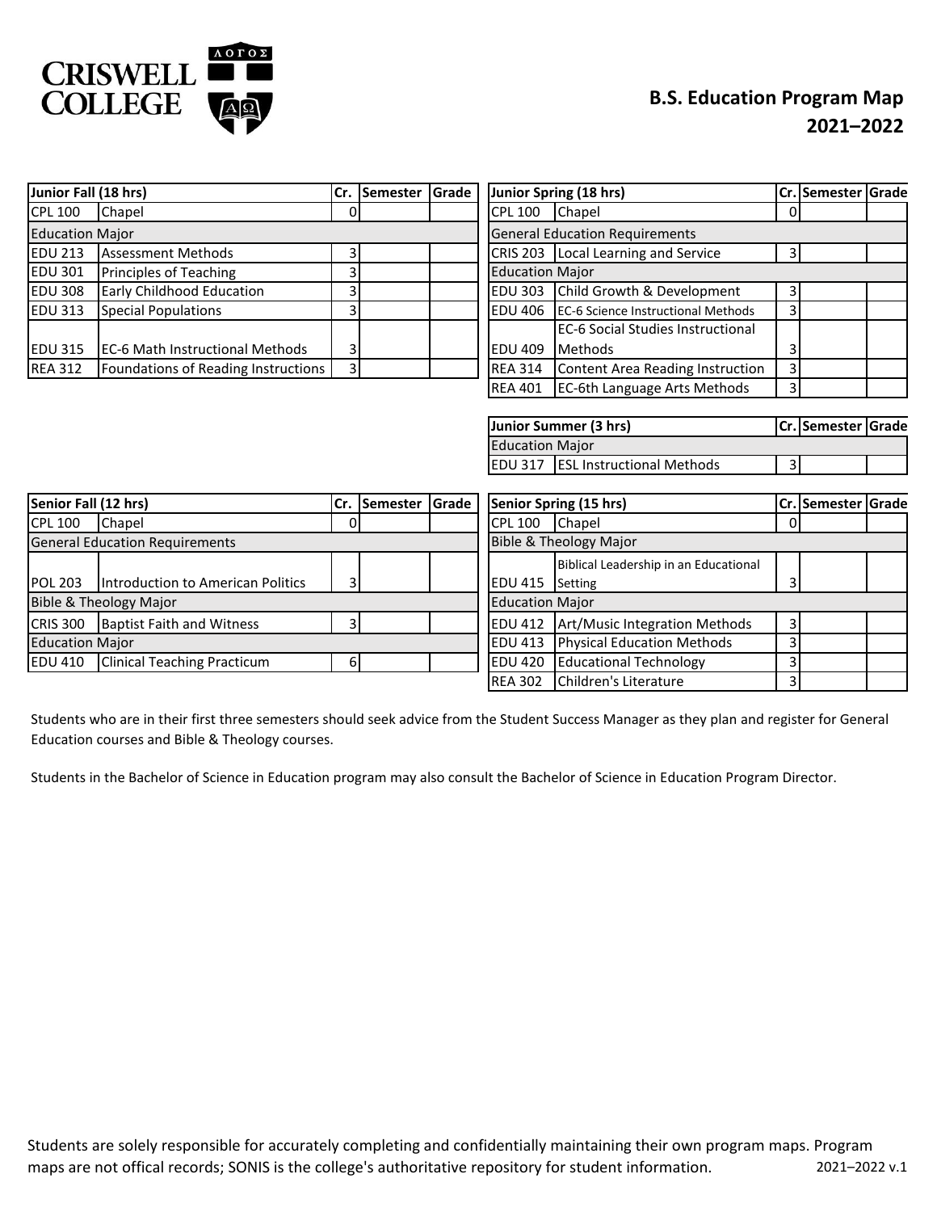# B.S. Education Program Map 2021–2022

| Junior Fall (18 hrs) | | Cr. | Semester | Grade |
|---|---|---|---|---|
| CPL 100 | Chapel | 0 | | |
| Education Major | | | | |
| EDU 213 | Assessment Methods | 3 | | |
| EDU 301 | Principles of Teaching | 3 | | |
| EDU 308 | Early Childhood Education | 3 | | |
| EDU 313 | Special Populations | 3 | | |
| EDU 315 | EC-6 Math Instructional Methods | 3 | | |
| REA 312 | Foundations of Reading Instructions | 3 | | |

| Junior Spring (18 hrs) | | Cr. | Semester | Grade |
|---|---|---|---|---|
| CPL 100 | Chapel | 0 | | |
| General Education Requirements | | | | |
| CRIS 203 | Local Learning and Service | 3 | | |
| Education Major | | | | |
| EDU 303 | Child Growth & Development | 3 | | |
| EDU 406 | EC-6 Science Instructional Methods | 3 | | |
| EDU 409 | EC-6 Social Studies Instructional Methods | 3 | | |
| REA 314 | Content Area Reading Instruction | 3 | | |
| REA 401 | EC-6th Language Arts Methods | 3 | | |

| Junior Summer (3 hrs) | | Cr. | Semester | Grade |
|---|---|---|---|---|
| Education Major | | | | |
| EDU 317 | ESL Instructional Methods | 3 | | |

| Senior Fall (12 hrs) | | Cr. | Semester | Grade |
|---|---|---|---|---|
| CPL 100 | Chapel | 0 | | |
| General Education Requirements | | | | |
| POL 203 | Introduction to American Politics | 3 | | |
| Bible & Theology Major | | | | |
| CRIS 300 | Baptist Faith and Witness | 3 | | |
| Education Major | | | | |
| EDU 410 | Clinical Teaching Practicum | 6 | | |

| Senior Spring (15 hrs) | | Cr. | Semester | Grade |
|---|---|---|---|---|
| CPL 100 | Chapel | 0 | | |
| Bible & Theology Major | | | | |
| EDU 415 | Biblical Leadership in an Educational Setting | 3 | | |
| Education Major | | | | |
| EDU 412 | Art/Music Integration Methods | 3 | | |
| EDU 413 | Physical Education Methods | 3 | | |
| EDU 420 | Educational Technology | 3 | | |
| REA 302 | Children's Literature | 3 | | |

Students who are in their first three semesters should seek advice from the Student Success Manager as they plan and register for General Education courses and Bible & Theology courses.

Students in the Bachelor of Science in Education program may also consult the Bachelor of Science in Education Program Director.

Students are solely responsible for accurately completing and confidentially maintaining their own program maps. Program maps are not offical records; SONIS is the college's authoritative repository for student information.